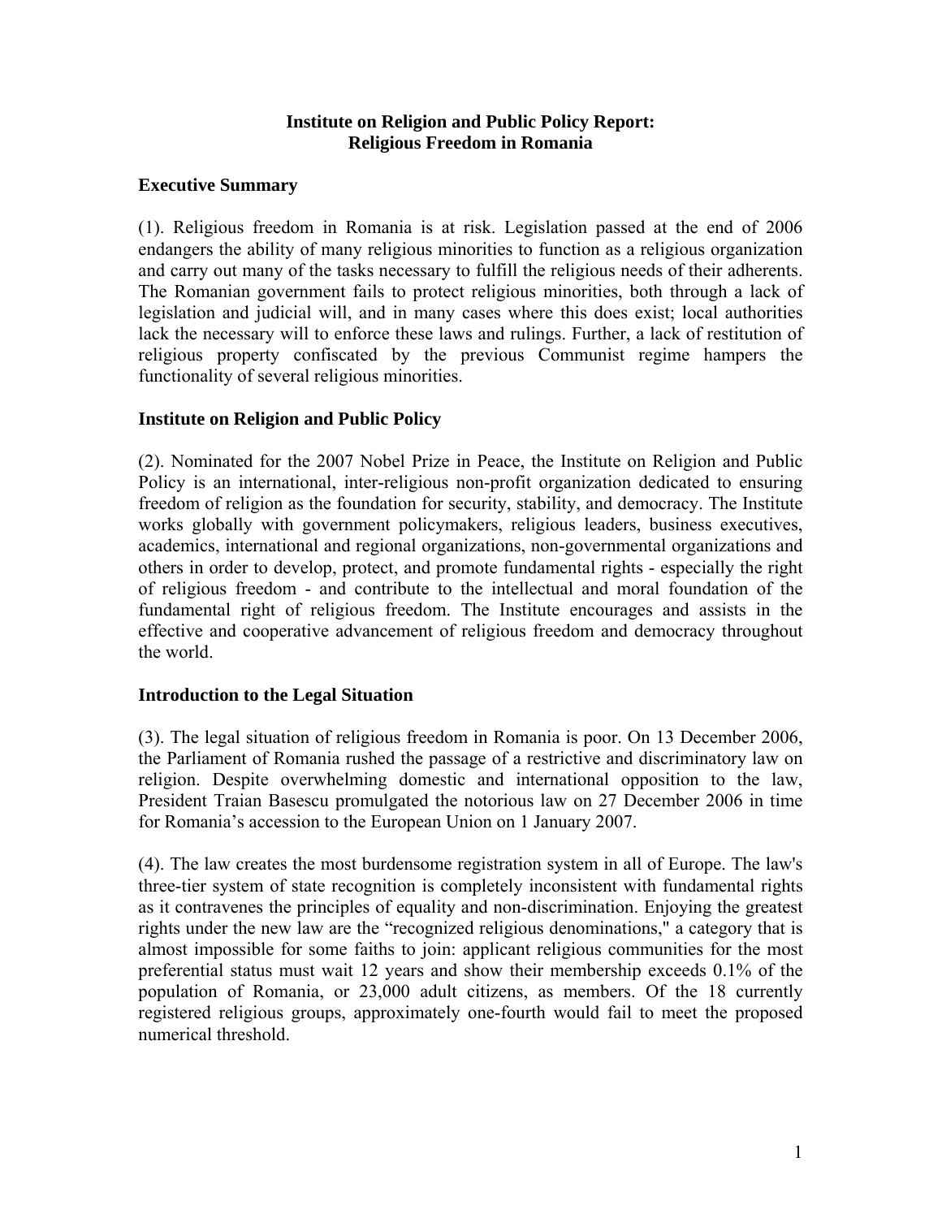**Institute on Religion and Public Policy Report:**
**Religious Freedom in Romania**

## Executive Summary

(1). Religious freedom in Romania is at risk. Legislation passed at the end of 2006 endangers the ability of many religious minorities to function as a religious organization and carry out many of the tasks necessary to fulfill the religious needs of their adherents. The Romanian government fails to protect religious minorities, both through a lack of legislation and judicial will, and in many cases where this does exist; local authorities lack the necessary will to enforce these laws and rulings. Further, a lack of restitution of religious property confiscated by the previous Communist regime hampers the functionality of several religious minorities.

## Institute on Religion and Public Policy

(2). Nominated for the 2007 Nobel Prize in Peace, the Institute on Religion and Public Policy is an international, inter-religious non-profit organization dedicated to ensuring freedom of religion as the foundation for security, stability, and democracy. The Institute works globally with government policymakers, religious leaders, business executives, academics, international and regional organizations, non-governmental organizations and others in order to develop, protect, and promote fundamental rights - especially the right of religious freedom - and contribute to the intellectual and moral foundation of the fundamental right of religious freedom. The Institute encourages and assists in the effective and cooperative advancement of religious freedom and democracy throughout the world.

## Introduction to the Legal Situation

(3). The legal situation of religious freedom in Romania is poor. On 13 December 2006, the Parliament of Romania rushed the passage of a restrictive and discriminatory law on religion. Despite overwhelming domestic and international opposition to the law, President Traian Basescu promulgated the notorious law on 27 December 2006 in time for Romania's accession to the European Union on 1 January 2007.

(4). The law creates the most burdensome registration system in all of Europe. The law's three-tier system of state recognition is completely inconsistent with fundamental rights as it contravenes the principles of equality and non-discrimination. Enjoying the greatest rights under the new law are the "recognized religious denominations," a category that is almost impossible for some faiths to join: applicant religious communities for the most preferential status must wait 12 years and show their membership exceeds 0.1% of the population of Romania, or 23,000 adult citizens, as members. Of the 18 currently registered religious groups, approximately one-fourth would fail to meet the proposed numerical threshold.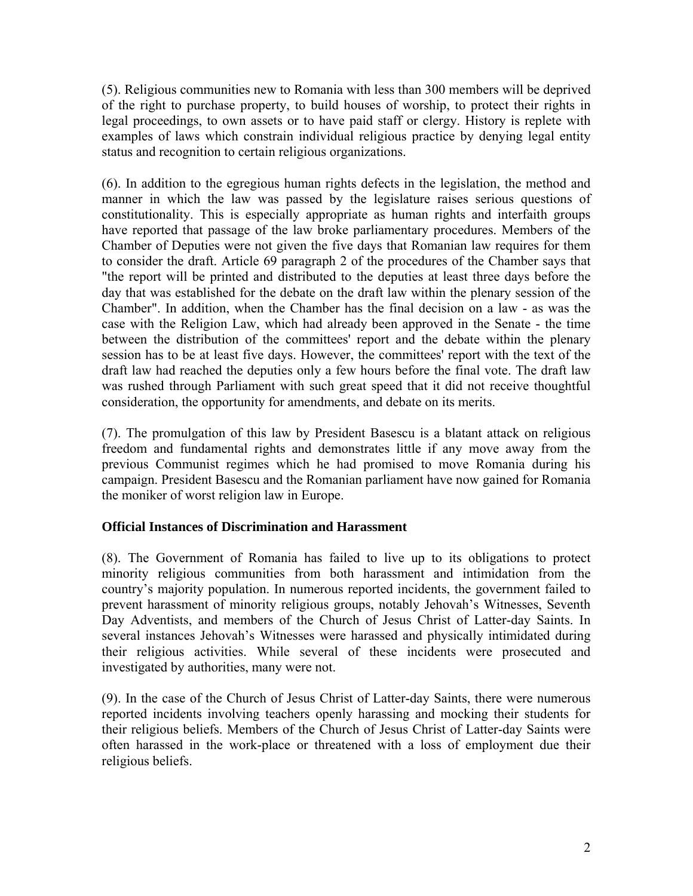(5). Religious communities new to Romania with less than 300 members will be deprived of the right to purchase property, to build houses of worship, to protect their rights in legal proceedings, to own assets or to have paid staff or clergy. History is replete with examples of laws which constrain individual religious practice by denying legal entity status and recognition to certain religious organizations.

(6). In addition to the egregious human rights defects in the legislation, the method and manner in which the law was passed by the legislature raises serious questions of constitutionality. This is especially appropriate as human rights and interfaith groups have reported that passage of the law broke parliamentary procedures. Members of the Chamber of Deputies were not given the five days that Romanian law requires for them to consider the draft. Article 69 paragraph 2 of the procedures of the Chamber says that "the report will be printed and distributed to the deputies at least three days before the day that was established for the debate on the draft law within the plenary session of the Chamber". In addition, when the Chamber has the final decision on a law - as was the case with the Religion Law, which had already been approved in the Senate - the time between the distribution of the committees' report and the debate within the plenary session has to be at least five days. However, the committees' report with the text of the draft law had reached the deputies only a few hours before the final vote. The draft law was rushed through Parliament with such great speed that it did not receive thoughtful consideration, the opportunity for amendments, and debate on its merits.

(7). The promulgation of this law by President Basescu is a blatant attack on religious freedom and fundamental rights and demonstrates little if any move away from the previous Communist regimes which he had promised to move Romania during his campaign. President Basescu and the Romanian parliament have now gained for Romania the moniker of worst religion law in Europe.

**Official Instances of Discrimination and Harassment**

(8). The Government of Romania has failed to live up to its obligations to protect minority religious communities from both harassment and intimidation from the country's majority population. In numerous reported incidents, the government failed to prevent harassment of minority religious groups, notably Jehovah's Witnesses, Seventh Day Adventists, and members of the Church of Jesus Christ of Latter-day Saints. In several instances Jehovah's Witnesses were harassed and physically intimidated during their religious activities. While several of these incidents were prosecuted and investigated by authorities, many were not.

(9). In the case of the Church of Jesus Christ of Latter-day Saints, there were numerous reported incidents involving teachers openly harassing and mocking their students for their religious beliefs. Members of the Church of Jesus Christ of Latter-day Saints were often harassed in the work-place or threatened with a loss of employment due their religious beliefs.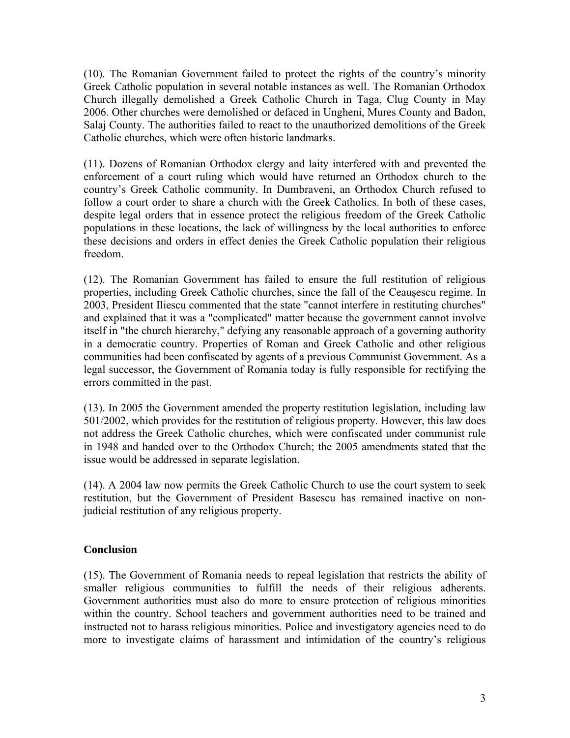(10). The Romanian Government failed to protect the rights of the country's minority Greek Catholic population in several notable instances as well. The Romanian Orthodox Church illegally demolished a Greek Catholic Church in Taga, Clug County in May 2006. Other churches were demolished or defaced in Ungheni, Mures County and Badon, Salaj County. The authorities failed to react to the unauthorized demolitions of the Greek Catholic churches, which were often historic landmarks.

(11). Dozens of Romanian Orthodox clergy and laity interfered with and prevented the enforcement of a court ruling which would have returned an Orthodox church to the country's Greek Catholic community. In Dumbraveni, an Orthodox Church refused to follow a court order to share a church with the Greek Catholics. In both of these cases, despite legal orders that in essence protect the religious freedom of the Greek Catholic populations in these locations, the lack of willingness by the local authorities to enforce these decisions and orders in effect denies the Greek Catholic population their religious freedom.

(12). The Romanian Government has failed to ensure the full restitution of religious properties, including Greek Catholic churches, since the fall of the Ceauşescu regime. In 2003, President Iliescu commented that the state "cannot interfere in restituting churches" and explained that it was a "complicated" matter because the government cannot involve itself in "the church hierarchy," defying any reasonable approach of a governing authority in a democratic country. Properties of Roman and Greek Catholic and other religious communities had been confiscated by agents of a previous Communist Government. As a legal successor, the Government of Romania today is fully responsible for rectifying the errors committed in the past.

(13). In 2005 the Government amended the property restitution legislation, including law 501/2002, which provides for the restitution of religious property. However, this law does not address the Greek Catholic churches, which were confiscated under communist rule in 1948 and handed over to the Orthodox Church; the 2005 amendments stated that the issue would be addressed in separate legislation.

(14). A 2004 law now permits the Greek Catholic Church to use the court system to seek restitution, but the Government of President Basescu has remained inactive on non-judicial restitution of any religious property.

## Conclusion

(15). The Government of Romania needs to repeal legislation that restricts the ability of smaller religious communities to fulfill the needs of their religious adherents. Government authorities must also do more to ensure protection of religious minorities within the country. School teachers and government authorities need to be trained and instructed not to harass religious minorities. Police and investigatory agencies need to do more to investigate claims of harassment and intimidation of the country's religious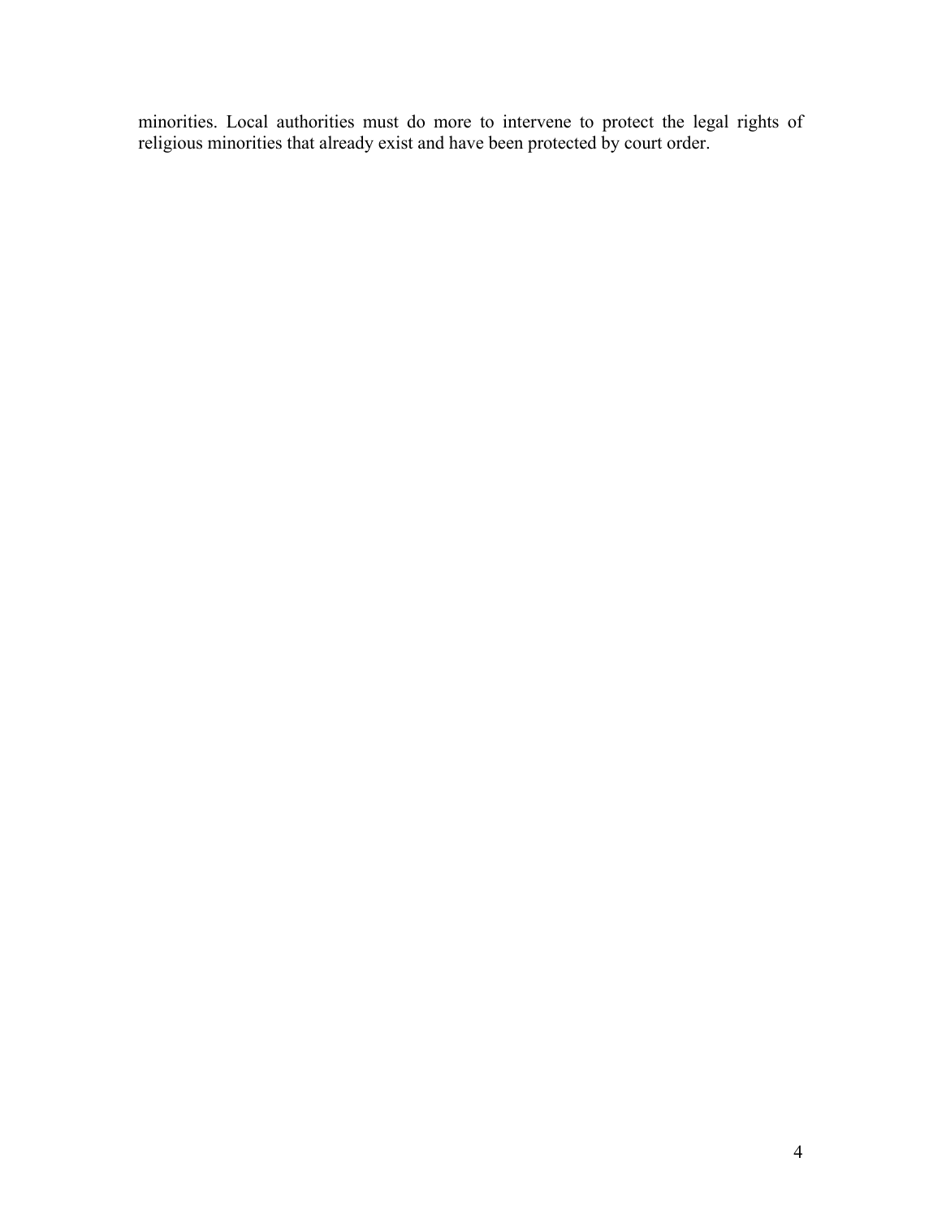minorities. Local authorities must do more to intervene to protect the legal rights of religious minorities that already exist and have been protected by court order.